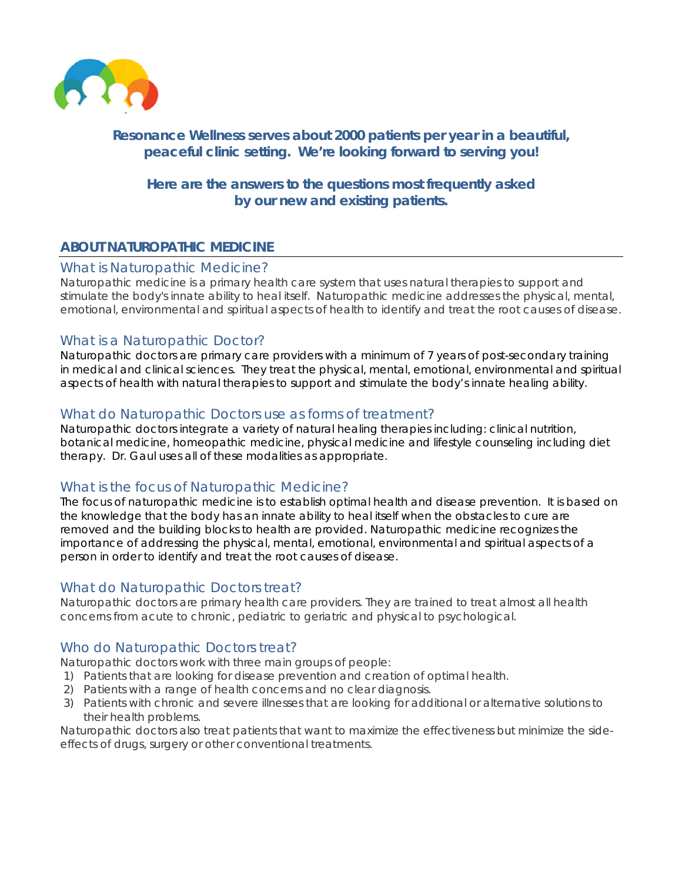**Resonance Wellness serves about 2000 patients per year in a beautiful, peaceful clinic setting. We're looking forward to serving you!**

**Here are the answers to the questions most frequently asked by our new and existing patients.**

## ABOUT NATUROPATHIC MEDICINE

### What is Naturopathic Medicine?

Naturopathic medicine is a primary health care system that uses natural therapies to support and stimulate the body's innate ability to heal itself. Naturopathic medicine addresses the physical, mental, emotional, environmental and spiritual aspects of health to identify and treat the root causes of disease.

### What is a Naturopathic Doctor?

Naturopathic doctors are primary care providers with a minimum of 7 years of post-secondary training in medical and clinical sciences. They treat the physical, mental, emotional, environmental and spiritual aspects of health with natural therapies to support and stimulate the body's innate healing ability.

### What do Naturopathic Doctors use as forms of treatment?

Naturopathic doctors integrate a variety of natural healing therapies including: clinical nutrition, botanical medicine, homeopathic medicine, physical medicine and lifestyle counseling including diet therapy. Dr. Gaul uses all of these modalities as appropriate.

### What is the focus of Naturopathic Medicine?

The focus of naturopathic medicine is to establish optimal health and disease prevention. It is based on the knowledge that the body has an innate ability to heal itself when the obstacles to cure are removed and the building blocks to health are provided. Naturopathic medicine recognizes the importance of addressing the physical, mental, emotional, environmental and spiritual aspects of a person in order to identify and treat the root causes of disease.

### What do Naturopathic Doctors treat?

Naturopathic doctors are primary health care providers. They are trained to treat almost all health concerns from acute to chronic, pediatric to geriatric and physical to psychological.

### Who do Naturopathic Doctors treat?

Naturopathic doctors work with three main groups of people:

1) Patients that are looking for disease prevention and creation of optimal health.
2) Patients with a range of health concerns and no clear diagnosis.
3) Patients with chronic and severe illnesses that are looking for additional or alternative solutions to their health problems.

Naturopathic doctors also treat patients that want to maximize the effectiveness but minimize the side-effects of drugs, surgery or other conventional treatments.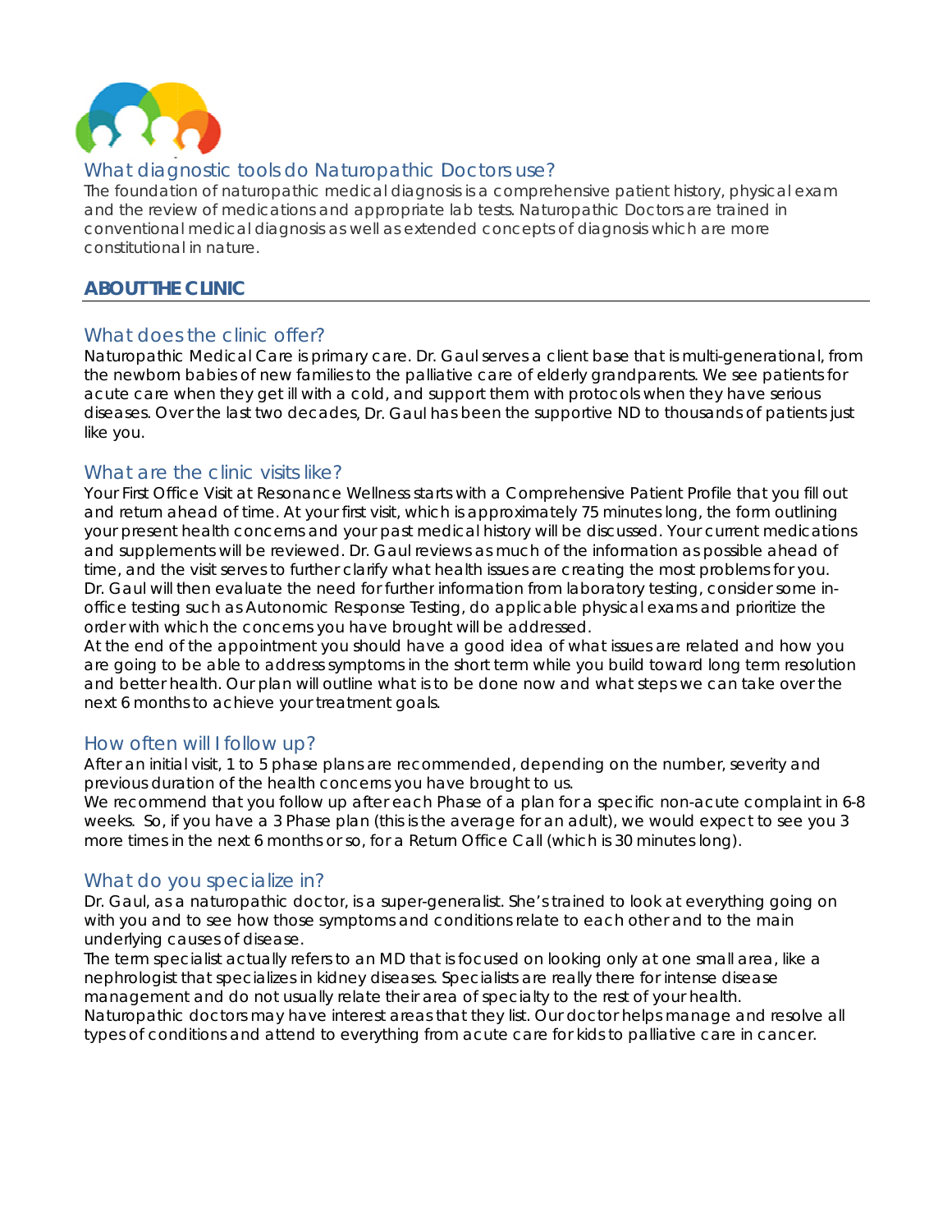## What diagnostic tools do Naturopathic Doctors use?

The foundation of naturopathic medical diagnosis is a comprehensive patient history, physical exam and the review of medications and appropriate lab tests. Naturopathic Doctors are trained in conventional medical diagnosis as well as extended concepts of diagnosis which are more constitutional in nature.

# ABOUT THE CLINIC

## What does the clinic offer?

Naturopathic Medical Care is primary care. Dr. Gaul serves a client base that is multi-generational, from the newborn babies of new families to the palliative care of elderly grandparents. We see patients for acute care when they get ill with a cold, and support them with protocols when they have serious diseases. Over the last two decades, Dr. Gaul has been the supportive ND to thousands of patients just like you.

## What are the clinic visits like?

Your First Office Visit at Resonance Wellness starts with a Comprehensive Patient Profile that you fill out and return ahead of time. At your first visit, which is approximately 75 minutes long, the form outlining your present health concerns and your past medical history will be discussed. Your current medications and supplements will be reviewed. Dr. Gaul reviews as much of the information as possible ahead of time, and the visit serves to further clarify what health issues are creating the most problems for you. Dr. Gaul will then evaluate the need for further information from laboratory testing, consider some in-office testing such as Autonomic Response Testing, do applicable physical exams and prioritize the order with which the concerns you have brought will be addressed.

At the end of the appointment you should have a good idea of what issues are related and how you are going to be able to address symptoms in the short term while you build toward long term resolution and better health. Our plan will outline what is to be done now and what steps we can take over the next 6 months to achieve your treatment goals.

## How often will I follow up?

After an initial visit, 1 to 5 phase plans are recommended, depending on the number, severity and previous duration of the health concerns you have brought to us.

We recommend that you follow up after each Phase of a plan for a specific non-acute complaint in 6-8 weeks. So, if you have a 3 Phase plan (this is the average for an adult), we would expect to see you 3 more times in the next 6 months or so, for a Return Office Call (which is 30 minutes long).

## What do you specialize in?

Dr. Gaul, as a naturopathic doctor, is a super-generalist. She's trained to look at everything going on with you and to see how those symptoms and conditions relate to each other and to the main underlying causes of disease.

The term specialist actually refers to an MD that is focused on looking only at one small area, like a nephrologist that specializes in kidney diseases. Specialists are really there for intense disease management and do not usually relate their area of specialty to the rest of your health.

Naturopathic doctors may have interest areas that they list. Our doctor helps manage and resolve all types of conditions and attend to everything from acute care for kids to palliative care in cancer.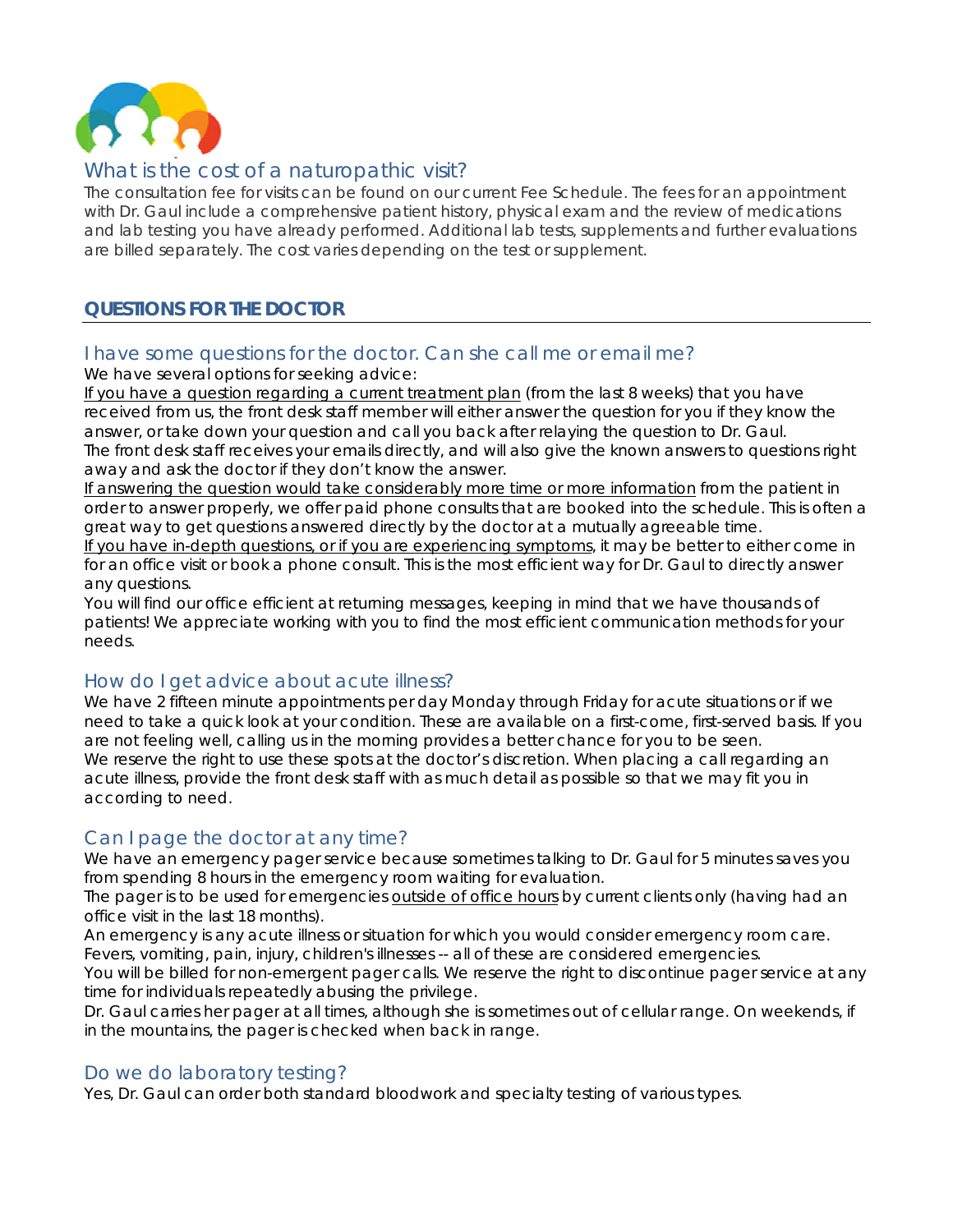## What is the cost of a naturopathic visit?

The consultation fee for visits can be found on our current Fee Schedule. The fees for an appointment with Dr. Gaul include a comprehensive patient history, physical exam and the review of medications and lab testing you have already performed. Additional lab tests, supplements and further evaluations are billed separately. The cost varies depending on the test or supplement.

# QUESTIONS FOR THE DOCTOR

## I have some questions for the doctor. Can she call me or email me?

We have several options for seeking advice:

If you have a question regarding a current treatment plan (from the last 8 weeks) that you have received from us, the front desk staff member will either answer the question for you if they know the answer, or take down your question and call you back after relaying the question to Dr. Gaul.

The front desk staff receives your emails directly, and will also give the known answers to questions right away and ask the doctor if they don't know the answer.

If answering the question would take considerably more time or more information from the patient in order to answer properly, we offer paid phone consults that are booked into the schedule. This is often a great way to get questions answered directly by the doctor at a mutually agreeable time.

If you have in-depth questions, or if you are experiencing symptoms, it may be better to either come in for an office visit or book a phone consult. This is the most efficient way for Dr. Gaul to directly answer any questions.

You will find our office efficient at returning messages, keeping in mind that we have thousands of patients! We appreciate working with you to find the most efficient communication methods for your needs.

## How do I get advice about acute illness?

We have 2 fifteen minute appointments per day Monday through Friday for acute situations or if we need to take a quick look at your condition. These are available on a first-come, first-served basis. If you are not feeling well, calling us in the morning provides a better chance for you to be seen.

We reserve the right to use these spots at the doctor's discretion. When placing a call regarding an acute illness, provide the front desk staff with as much detail as possible so that we may fit you in according to need.

## Can I page the doctor at any time?

We have an emergency pager service because sometimes talking to Dr. Gaul for 5 minutes saves you from spending 8 hours in the emergency room waiting for evaluation.

The pager is to be used for emergencies outside of office hours by current clients only (having had an office visit in the last 18 months).

An emergency is any acute illness or situation for which you would consider emergency room care. Fevers, vomiting, pain, injury, children's illnesses -- all of these are considered emergencies.

You will be billed for non-emergent pager calls. We reserve the right to discontinue pager service at any time for individuals repeatedly abusing the privilege.

Dr. Gaul carries her pager at all times, although she is sometimes out of cellular range. On weekends, if in the mountains, the pager is checked when back in range.

## Do we do laboratory testing?

Yes, Dr. Gaul can order both standard bloodwork and specialty testing of various types.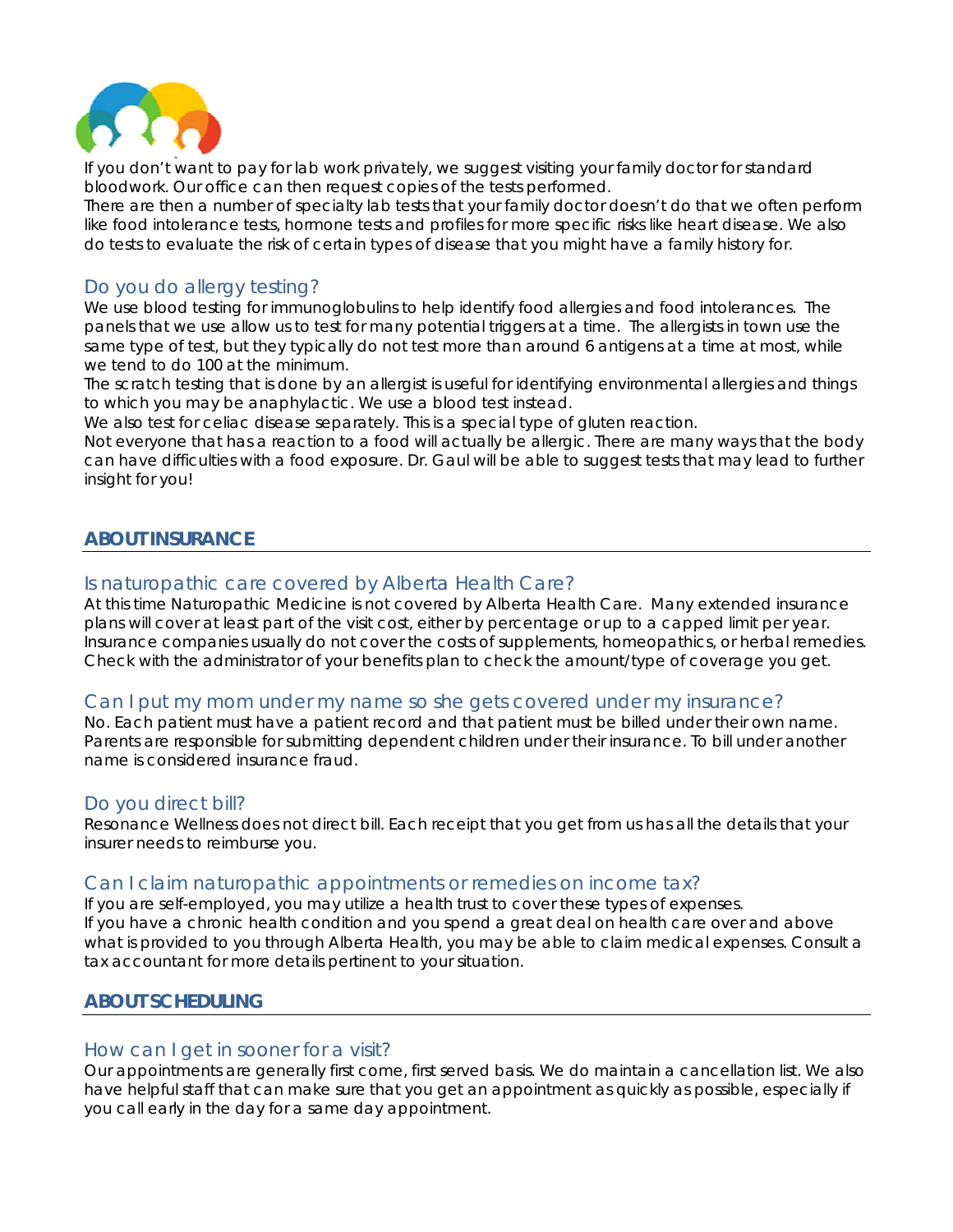If you don't want to pay for lab work privately, we suggest visiting your family doctor for standard bloodwork. Our office can then request copies of the tests performed.
There are then a number of specialty lab tests that your family doctor doesn't do that we often perform like food intolerance tests, hormone tests and profiles for more specific risks like heart disease. We also do tests to evaluate the risk of certain types of disease that you might have a family history for.

### Do you do allergy testing?

We use blood testing for immunoglobulins to help identify food allergies and food intolerances. The panels that we use allow us to test for many potential triggers at a time. The allergists in town use the same type of test, but they typically do not test more than around 6 antigens at a time at most, while we tend to do 100 at the minimum.
The scratch testing that is done by an allergist is useful for identifying environmental allergies and things to which you may be anaphylactic. We use a blood test instead.
We also test for celiac disease separately. This is a special type of gluten reaction.
Not everyone that has a reaction to a food will actually be allergic. There are many ways that the body can have difficulties with a food exposure. Dr. Gaul will be able to suggest tests that may lead to further insight for you!

## ABOUT INSURANCE

### Is naturopathic care covered by Alberta Health Care?

At this time Naturopathic Medicine is not covered by Alberta Health Care. Many extended insurance plans will cover at least part of the visit cost, either by percentage or up to a capped limit per year. Insurance companies usually do not cover the costs of supplements, homeopathics, or herbal remedies. Check with the administrator of your benefits plan to check the amount/type of coverage you get.

### Can I put my mom under my name so she gets covered under my insurance?

No. Each patient must have a patient record and that patient must be billed under their own name. Parents are responsible for submitting dependent children under their insurance. To bill under another name is considered insurance fraud.

### Do you direct bill?

Resonance Wellness does not direct bill. Each receipt that you get from us has all the details that your insurer needs to reimburse you.

### Can I claim naturopathic appointments or remedies on income tax?

If you are self-employed, you may utilize a health trust to cover these types of expenses.
If you have a chronic health condition and you spend a great deal on health care over and above what is provided to you through Alberta Health, you may be able to claim medical expenses. Consult a tax accountant for more details pertinent to your situation.

## ABOUT SCHEDULING

### How can I get in sooner for a visit?

Our appointments are generally first come, first served basis. We do maintain a cancellation list. We also have helpful staff that can make sure that you get an appointment as quickly as possible, especially if you call early in the day for a same day appointment.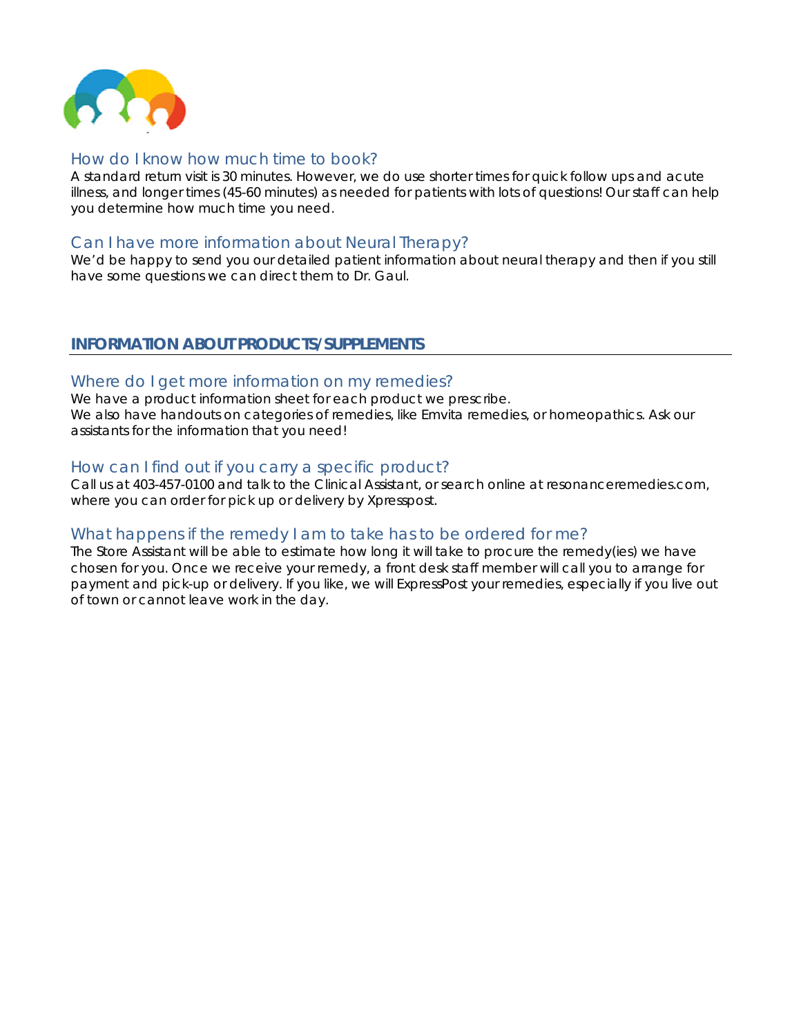## How do I know how much time to book?

A standard return visit is 30 minutes. However, we do use shorter times for quick follow ups and acute illness, and longer times (45-60 minutes) as needed for patients with lots of questions! Our staff can help you determine how much time you need.

## Can I have more information about Neural Therapy?

We'd be happy to send you our detailed patient information about neural therapy and then if you still have some questions we can direct them to Dr. Gaul.

# INFORMATION ABOUT PRODUCTS/SUPPLEMENTS

## Where do I get more information on my remedies?

We have a product information sheet for each product we prescribe.
We also have handouts on categories of remedies, like Emvita remedies, or homeopathics. Ask our assistants for the information that you need!

## How can I find out if you carry a specific product?

Call us at 403-457-0100 and talk to the Clinical Assistant, or search online at resonanceremedies.com, where you can order for pick up or delivery by Xpresspost.

## What happens if the remedy I am to take has to be ordered for me?

The Store Assistant will be able to estimate how long it will take to procure the remedy(ies) we have chosen for you. Once we receive your remedy, a front desk staff member will call you to arrange for payment and pick-up or delivery. If you like, we will ExpressPost your remedies, especially if you live out of town or cannot leave work in the day.